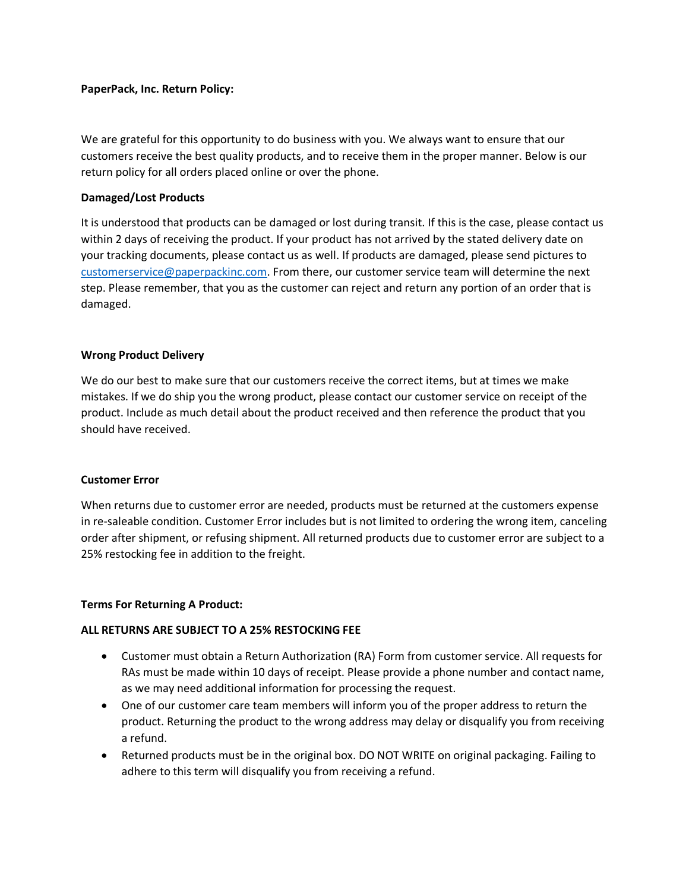**PaperPack, Inc. Return Policy:**

We are grateful for this opportunity to do business with you. We always want to ensure that our customers receive the best quality products, and to receive them in the proper manner. Below is our return policy for all orders placed online or over the phone.

**Damaged/Lost Products**

It is understood that products can be damaged or lost during transit. If this is the case, please contact us within 2 days of receiving the product. If your product has not arrived by the stated delivery date on your tracking documents, please contact us as well. If products are damaged, please send pictures to customerservice@paperpackinc.com. From there, our customer service team will determine the next step. Please remember, that you as the customer can reject and return any portion of an order that is damaged.

**Wrong Product Delivery**

We do our best to make sure that our customers receive the correct items, but at times we make mistakes. If we do ship you the wrong product, please contact our customer service on receipt of the product. Include as much detail about the product received and then reference the product that you should have received.

**Customer Error**

When returns due to customer error are needed, products must be returned at the customers expense in re-saleable condition. Customer Error includes but is not limited to ordering the wrong item, canceling order after shipment, or refusing shipment. All returned products due to customer error are subject to a 25% restocking fee in addition to the freight.

**Terms For Returning A Product:**

**ALL RETURNS ARE SUBJECT TO A 25% RESTOCKING FEE**

- Customer must obtain a Return Authorization (RA) Form from customer service. All requests for RAs must be made within 10 days of receipt. Please provide a phone number and contact name, as we may need additional information for processing the request.
- One of our customer care team members will inform you of the proper address to return the product. Returning the product to the wrong address may delay or disqualify you from receiving a refund.
- Returned products must be in the original box. DO NOT WRITE on original packaging. Failing to adhere to this term will disqualify you from receiving a refund.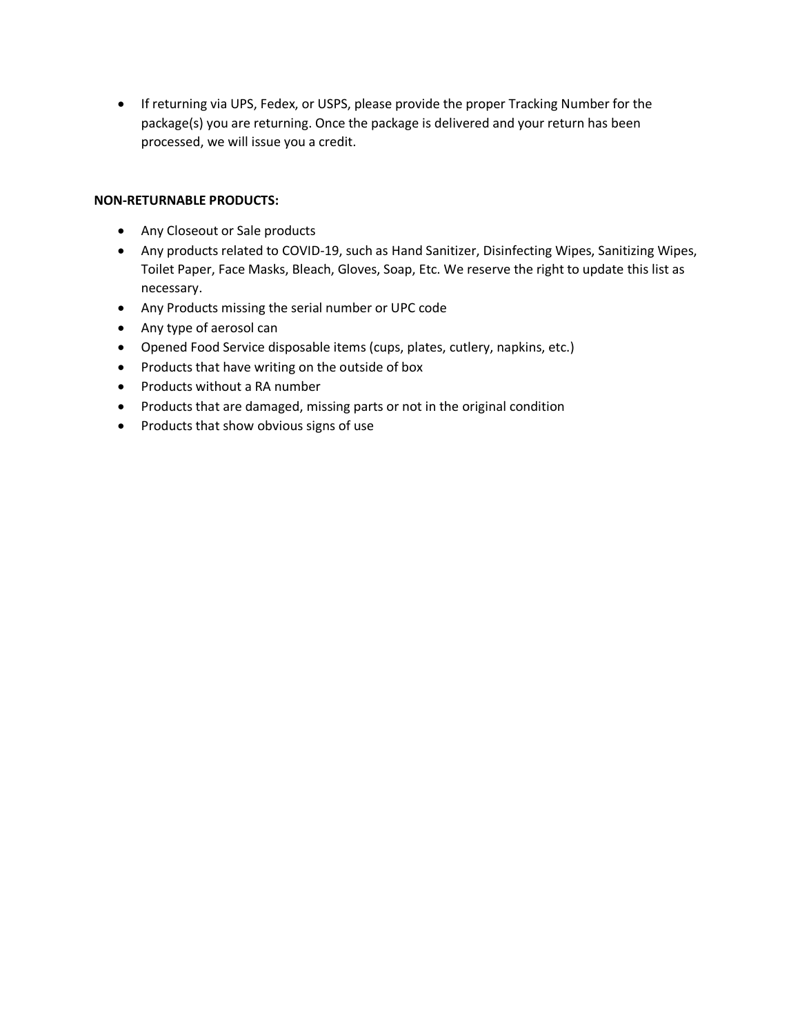- If returning via UPS, Fedex, or USPS, please provide the proper Tracking Number for the package(s) you are returning. Once the package is delivered and your return has been processed, we will issue you a credit.

**NON-RETURNABLE PRODUCTS:**

- Any Closeout or Sale products
- Any products related to COVID-19, such as Hand Sanitizer, Disinfecting Wipes, Sanitizing Wipes, Toilet Paper, Face Masks, Bleach, Gloves, Soap, Etc. We reserve the right to update this list as necessary.
- Any Products missing the serial number or UPC code
- Any type of aerosol can
- Opened Food Service disposable items (cups, plates, cutlery, napkins, etc.)
- Products that have writing on the outside of box
- Products without a RA number
- Products that are damaged, missing parts or not in the original condition
- Products that show obvious signs of use